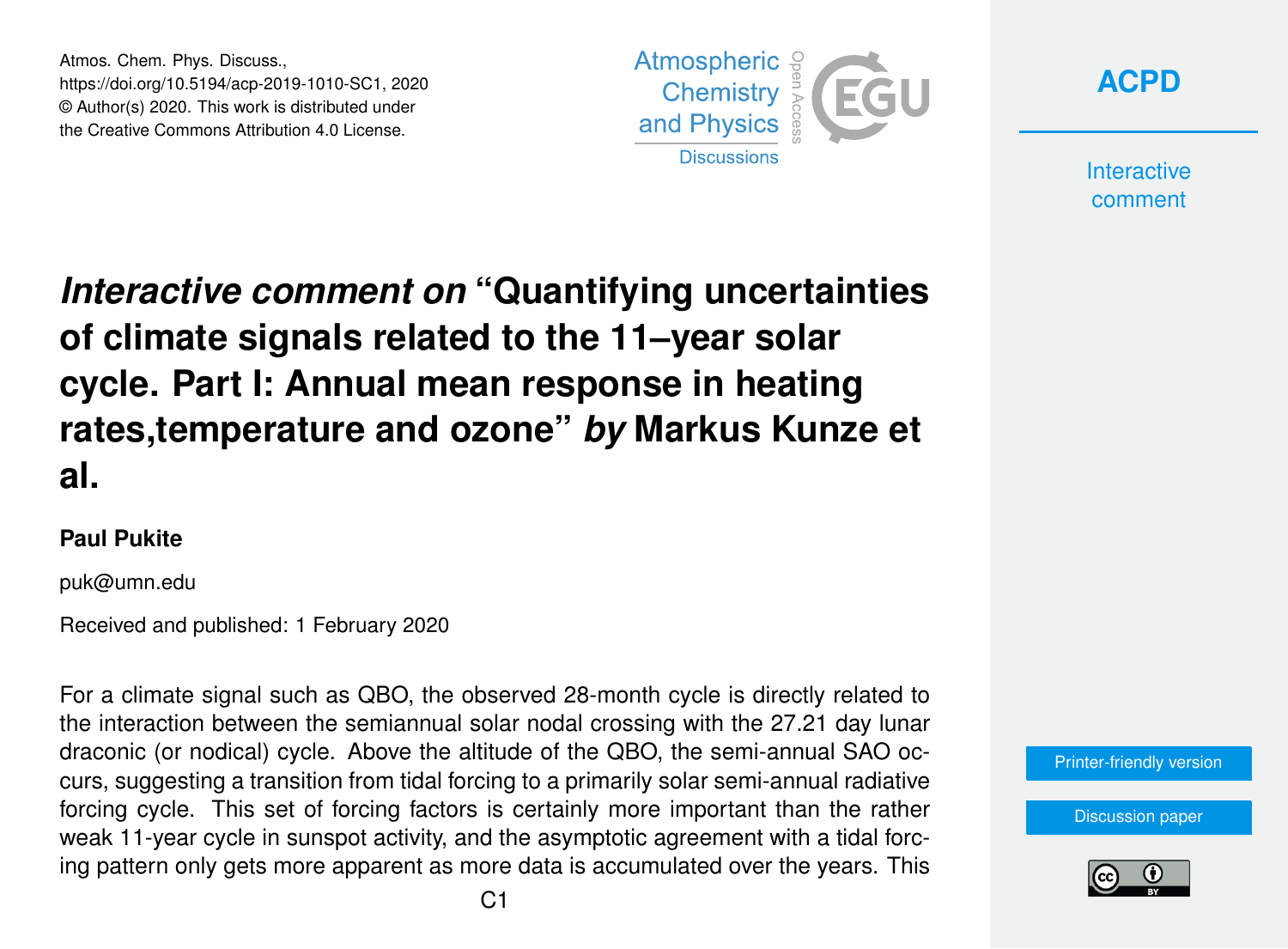# *Interactive comment on* "Quantifying uncertainties of climate signals related to the 11–year solar cycle. Part I: Annual mean response in heating rates,temperature and ozone" *by* Markus Kunze et al.

**Paul Pukite**

puk@umn.edu

Received and published: 1 February 2020

For a climate signal such as QBO, the observed 28-month cycle is directly related to the interaction between the semiannual solar nodal crossing with the 27.21 day lunar draconic (or nodical) cycle. Above the altitude of the QBO, the semi-annual SAO occurs, suggesting a transition from tidal forcing to a primarily solar semi-annual radiative forcing cycle. This set of forcing factors is certainly more important than the rather weak 11-year cycle in sunspot activity, and the asymptotic agreement with a tidal forcing pattern only gets more apparent as more data is accumulated over the years. This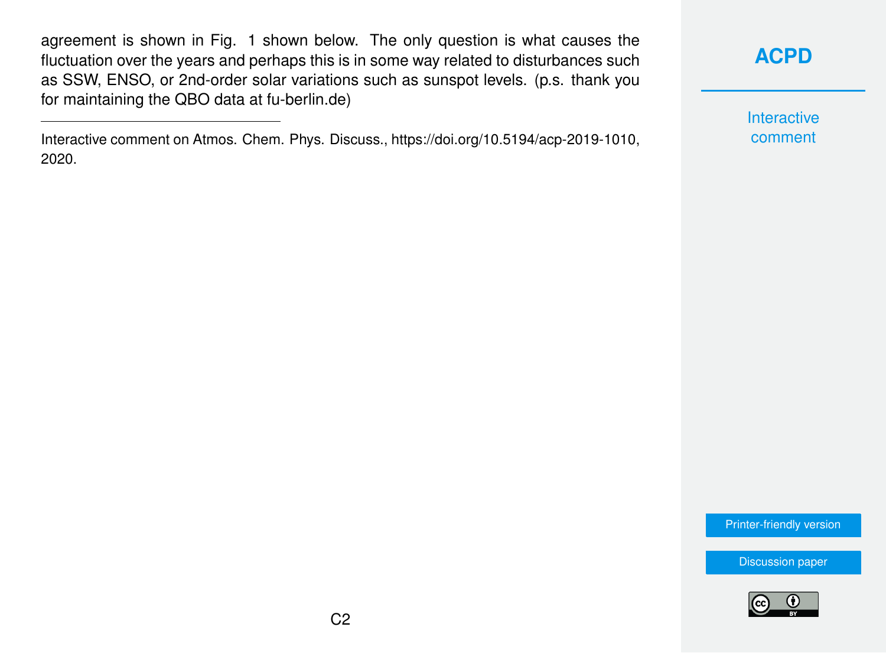agreement is shown in Fig. 1 shown below. The only question is what causes the fluctuation over the years and perhaps this is in some way related to disturbances such as SSW, ENSO, or 2nd-order solar variations such as sunspot levels. (p.s. thank you for maintaining the QBO data at fu-berlin.de)

---

Interactive comment on Atmos. Chem. Phys. Discuss., https://doi.org/10.5194/acp-2019-1010, 2020.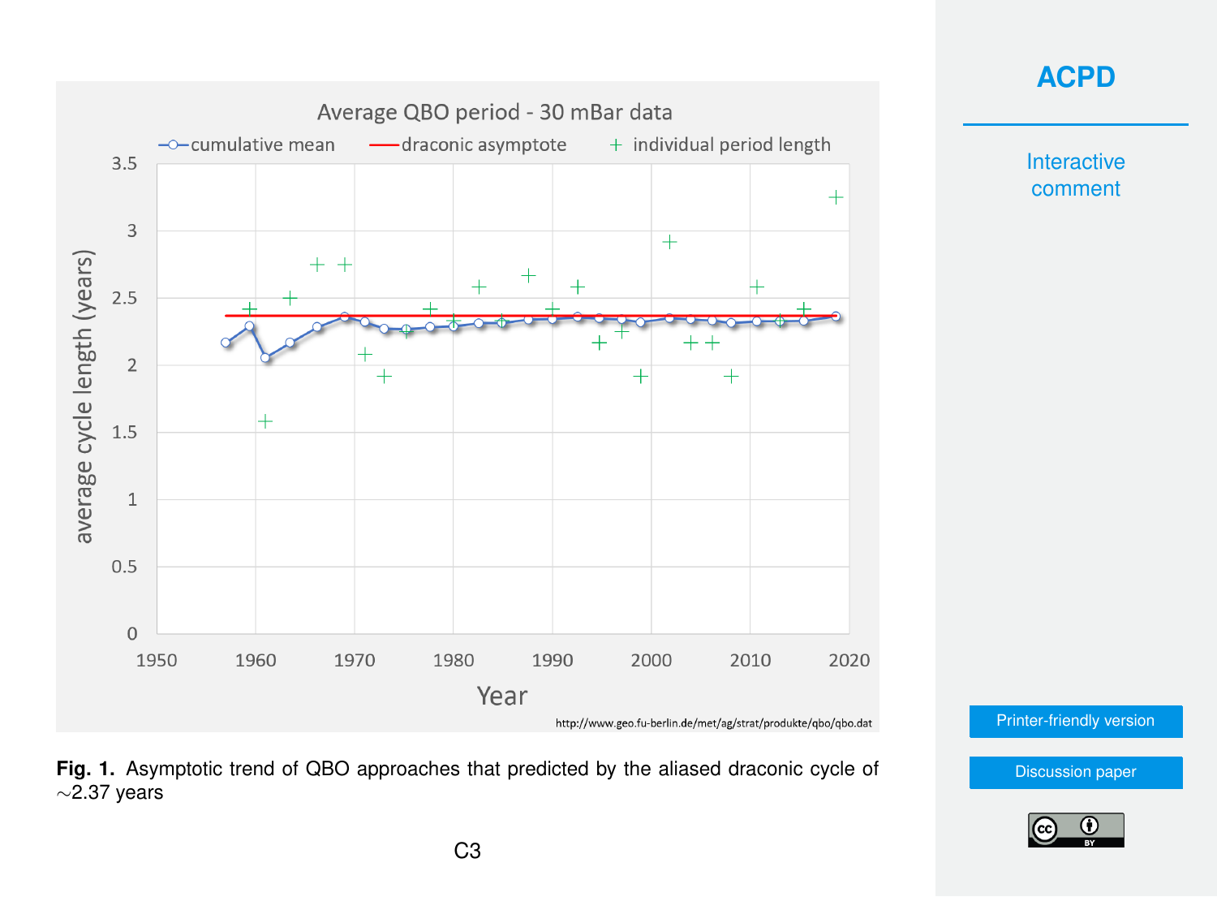Average QBO period - 30 mBar data

cumulative mean
draconic asymptote
individual period length

average cycle length (years)

3.5
3
2.5
2
1.5
1
0.5
0

1950
1960
1970
1980
1990
2000
2010
2020

Year

http://www.geo.fu-berlin.de/met/ag/strat/produkte/qbo/qbo.dat

**Fig. 1.** Asymptotic trend of QBO approaches that predicted by the aliased draconic cycle of ~2.37 years